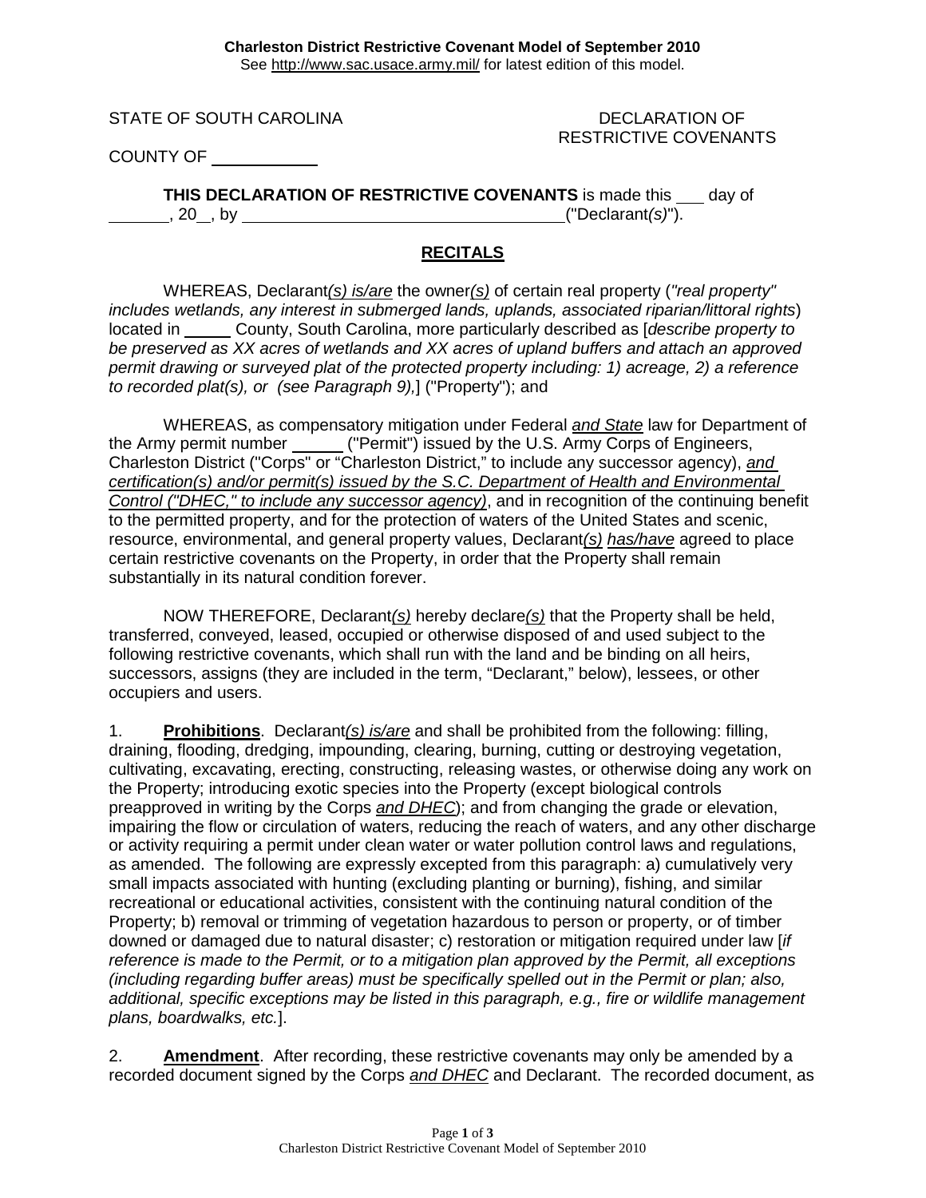**Charleston District Restrictive Covenant Model of September 2010**
See http://www.sac.usace.army.mil/ for latest edition of this model.

STATE OF SOUTH CAROLINA

DECLARATION OF RESTRICTIVE COVENANTS

COUNTY OF ____________

**THIS DECLARATION OF RESTRICTIVE COVENANTS** is made this ___ day of _______, 20__, by _________________________________("Declarant*(s)*").

## <u>RECITALS</u>

WHEREAS, Declarant*<u>(s) is/are</u>* the owner*<u>(s)</u>* of certain real property (*"real property" includes wetlands, any interest in submerged lands, uplands, associated riparian/littoral rights*) located in _____ County, South Carolina, more particularly described as [*describe property to be preserved as XX acres of wetlands and XX acres of upland buffers and attach an approved permit drawing or surveyed plat of the protected property including: 1) acreage, 2) a reference to recorded plat(s), or (see Paragraph 9),*] ("Property"); and

WHEREAS, as compensatory mitigation under Federal *<u>and State</u>* law for Department of the Army permit number ______ ("Permit") issued by the U.S. Army Corps of Engineers, Charleston District ("Corps" or "Charleston District," to include any successor agency), *<u>and certification(s) and/or permit(s) issued by the S.C. Department of Health and Environmental Control ("DHEC," to include any successor agency)</u>*, and in recognition of the continuing benefit to the permitted property, and for the protection of waters of the United States and scenic, resource, environmental, and general property values, Declarant*<u>(s) has/have</u>* agreed to place certain restrictive covenants on the Property, in order that the Property shall remain substantially in its natural condition forever.

NOW THEREFORE, Declarant*<u>(s)</u>* hereby declare*<u>(s)</u>* that the Property shall be held, transferred, conveyed, leased, occupied or otherwise disposed of and used subject to the following restrictive covenants, which shall run with the land and be binding on all heirs, successors, assigns (they are included in the term, "Declarant," below), lessees, or other occupiers and users.

1. **<u>Prohibitions</u>**. Declarant*<u>(s) is/are</u>* and shall be prohibited from the following: filling, draining, flooding, dredging, impounding, clearing, burning, cutting or destroying vegetation, cultivating, excavating, erecting, constructing, releasing wastes, or otherwise doing any work on the Property; introducing exotic species into the Property (except biological controls preapproved in writing by the Corps *<u>and DHEC</u>*); and from changing the grade or elevation, impairing the flow or circulation of waters, reducing the reach of waters, and any other discharge or activity requiring a permit under clean water or water pollution control laws and regulations, as amended. The following are expressly excepted from this paragraph: a) cumulatively very small impacts associated with hunting (excluding planting or burning), fishing, and similar recreational or educational activities, consistent with the continuing natural condition of the Property; b) removal or trimming of vegetation hazardous to person or property, or of timber downed or damaged due to natural disaster; c) restoration or mitigation required under law [*if reference is made to the Permit, or to a mitigation plan approved by the Permit, all exceptions (including regarding buffer areas) must be specifically spelled out in the Permit or plan; also, additional, specific exceptions may be listed in this paragraph, e.g., fire or wildlife management plans, boardwalks, etc.*].

2. **<u>Amendment</u>**. After recording, these restrictive covenants may only be amended by a recorded document signed by the Corps *<u>and DHEC</u>* and Declarant. The recorded document, as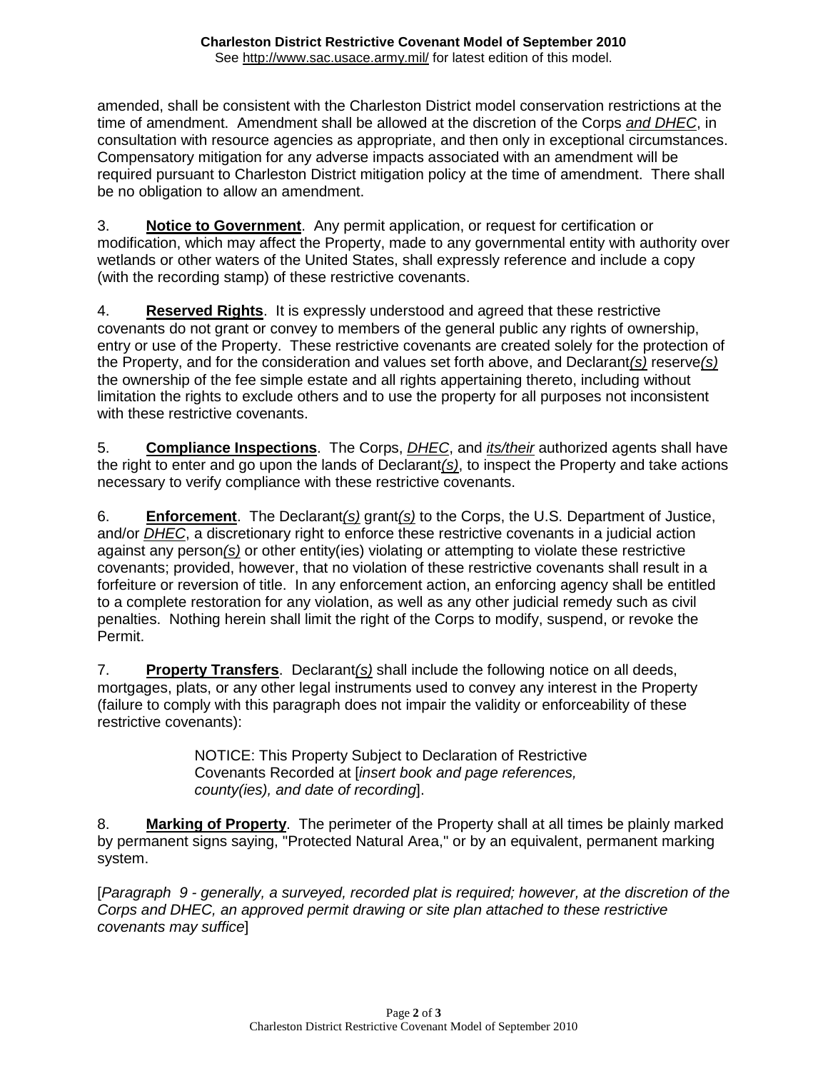amended, shall be consistent with the Charleston District model conservation restrictions at the time of amendment. Amendment shall be allowed at the discretion of the Corps *and DHEC*, in consultation with resource agencies as appropriate, and then only in exceptional circumstances. Compensatory mitigation for any adverse impacts associated with an amendment will be required pursuant to Charleston District mitigation policy at the time of amendment. There shall be no obligation to allow an amendment.

3. **Notice to Government**. Any permit application, or request for certification or modification, which may affect the Property, made to any governmental entity with authority over wetlands or other waters of the United States, shall expressly reference and include a copy (with the recording stamp) of these restrictive covenants.

4. **Reserved Rights**. It is expressly understood and agreed that these restrictive covenants do not grant or convey to members of the general public any rights of ownership, entry or use of the Property. These restrictive covenants are created solely for the protection of the Property, and for the consideration and values set forth above, and Declarant*(s)* reserve*(s)* the ownership of the fee simple estate and all rights appertaining thereto, including without limitation the rights to exclude others and to use the property for all purposes not inconsistent with these restrictive covenants.

5. **Compliance Inspections**. The Corps, *DHEC*, and *its/their* authorized agents shall have the right to enter and go upon the lands of Declarant*(s)*, to inspect the Property and take actions necessary to verify compliance with these restrictive covenants.

6. **Enforcement**. The Declarant*(s)* grant*(s)* to the Corps, the U.S. Department of Justice, and/or *DHEC*, a discretionary right to enforce these restrictive covenants in a judicial action against any person*(s)* or other entity(ies) violating or attempting to violate these restrictive covenants; provided, however, that no violation of these restrictive covenants shall result in a forfeiture or reversion of title. In any enforcement action, an enforcing agency shall be entitled to a complete restoration for any violation, as well as any other judicial remedy such as civil penalties. Nothing herein shall limit the right of the Corps to modify, suspend, or revoke the Permit.

7. **Property Transfers**. Declarant*(s)* shall include the following notice on all deeds, mortgages, plats, or any other legal instruments used to convey any interest in the Property (failure to comply with this paragraph does not impair the validity or enforceability of these restrictive covenants):

> NOTICE: This Property Subject to Declaration of Restrictive Covenants Recorded at [*insert book and page references, county(ies), and date of recording*].

8. **Marking of Property**. The perimeter of the Property shall at all times be plainly marked by permanent signs saying, "Protected Natural Area," or by an equivalent, permanent marking system.

[*Paragraph 9 - generally, a surveyed, recorded plat is required; however, at the discretion of the Corps and DHEC, an approved permit drawing or site plan attached to these restrictive covenants may suffice*]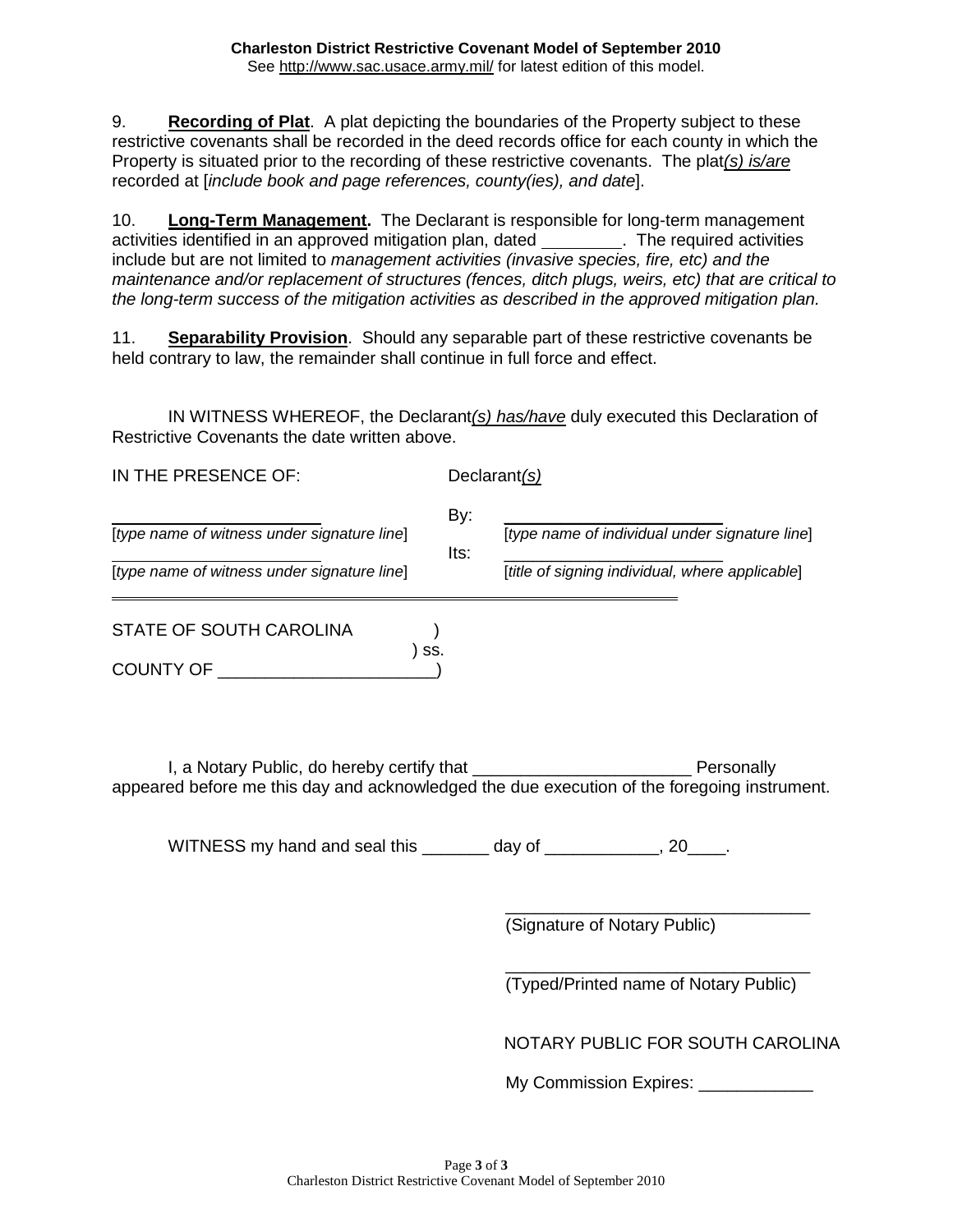9. **Recording of Plat**. A plat depicting the boundaries of the Property subject to these restrictive covenants shall be recorded in the deed records office for each county in which the Property is situated prior to the recording of these restrictive covenants. The plat*(s) is/are* recorded at [*include book and page references, county(ies), and date*].

10. **Long-Term Management.** The Declarant is responsible for long-term management activities identified in an approved mitigation plan, dated ________. The required activities include but are not limited to *management activities (invasive species, fire, etc) and the maintenance and/or replacement of structures (fences, ditch plugs, weirs, etc) that are critical to the long-term success of the mitigation activities as described in the approved mitigation plan.*

11. **Separability Provision**. Should any separable part of these restrictive covenants be held contrary to law, the remainder shall continue in full force and effect.

IN WITNESS WHEREOF, the Declarant*(s) has/have* duly executed this Declaration of Restrictive Covenants the date written above.

IN THE PRESENCE OF: Declarant*(s)*

______________________ By: ______________________

[*type name of witness under signature line*] [*type name of individual under signature line*]

______________________ Its: ______________________

[*type name of witness under signature line*] [*title of signing individual, where applicable*]

---

STATE OF SOUTH CAROLINA )

) ss.

COUNTY OF ______________________)

I, a Notary Public, do hereby certify that ______________________ Personally appeared before me this day and acknowledged the due execution of the foregoing instrument.

WITNESS my hand and seal this _______ day of ____________, 20____.

________________________________
(Signature of Notary Public)

________________________________
(Typed/Printed name of Notary Public)

NOTARY PUBLIC FOR SOUTH CAROLINA

My Commission Expires: ____________